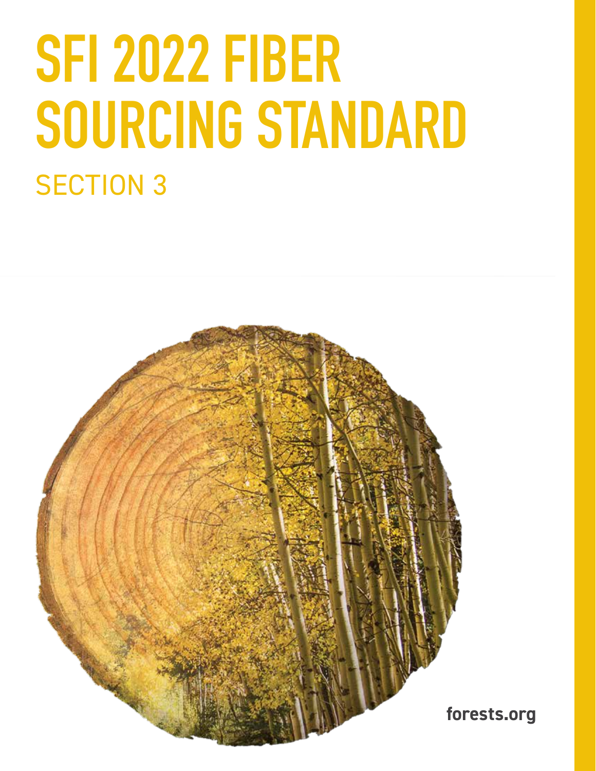# SFI 2022 FIBER SOURCING STANDARD

## SECTION 3

forests.org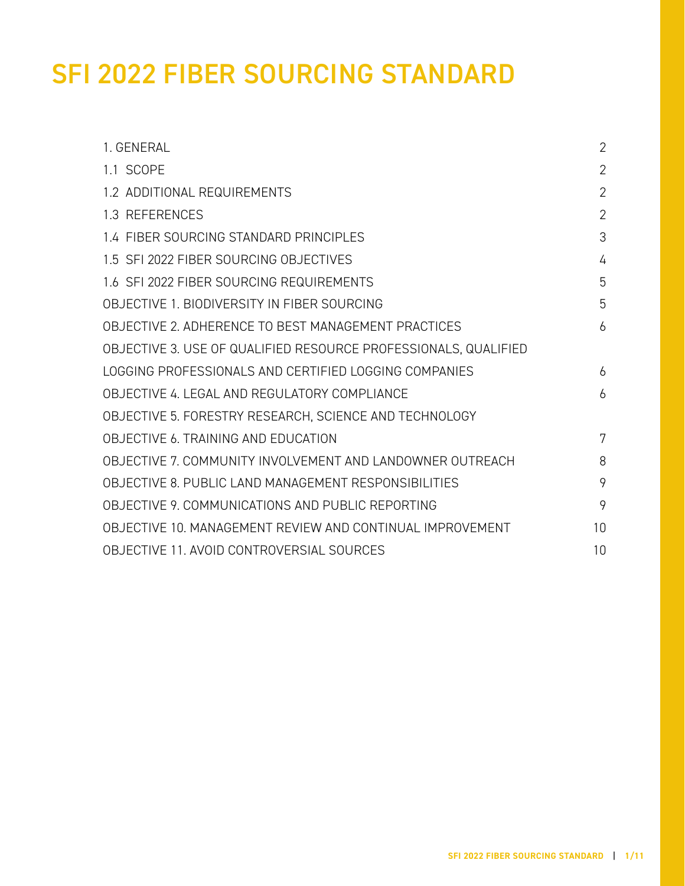# SFI 2022 FIBER SOURCING STANDARD

| | |
|---|---|
| 1. GENERAL | 2 |
| 1.1 SCOPE | 2 |
| 1.2 ADDITIONAL REQUIREMENTS | 2 |
| 1.3 REFERENCES | 2 |
| 1.4 FIBER SOURCING STANDARD PRINCIPLES | 3 |
| 1.5 SFI 2022 FIBER SOURCING OBJECTIVES | 4 |
| 1.6 SFI 2022 FIBER SOURCING REQUIREMENTS | 5 |
| OBJECTIVE 1. BIODIVERSITY IN FIBER SOURCING | 5 |
| OBJECTIVE 2. ADHERENCE TO BEST MANAGEMENT PRACTICES | 6 |
| OBJECTIVE 3. USE OF QUALIFIED RESOURCE PROFESSIONALS, QUALIFIED LOGGING PROFESSIONALS AND CERTIFIED LOGGING COMPANIES | 6 |
| OBJECTIVE 4. LEGAL AND REGULATORY COMPLIANCE | 6 |
| OBJECTIVE 5. FORESTRY RESEARCH, SCIENCE AND TECHNOLOGY | |
| OBJECTIVE 6. TRAINING AND EDUCATION | 7 |
| OBJECTIVE 7. COMMUNITY INVOLVEMENT AND LANDOWNER OUTREACH | 8 |
| OBJECTIVE 8. PUBLIC LAND MANAGEMENT RESPONSIBILITIES | 9 |
| OBJECTIVE 9. COMMUNICATIONS AND PUBLIC REPORTING | 9 |
| OBJECTIVE 10. MANAGEMENT REVIEW AND CONTINUAL IMPROVEMENT | 10 |
| OBJECTIVE 11. AVOID CONTROVERSIAL SOURCES | 10 |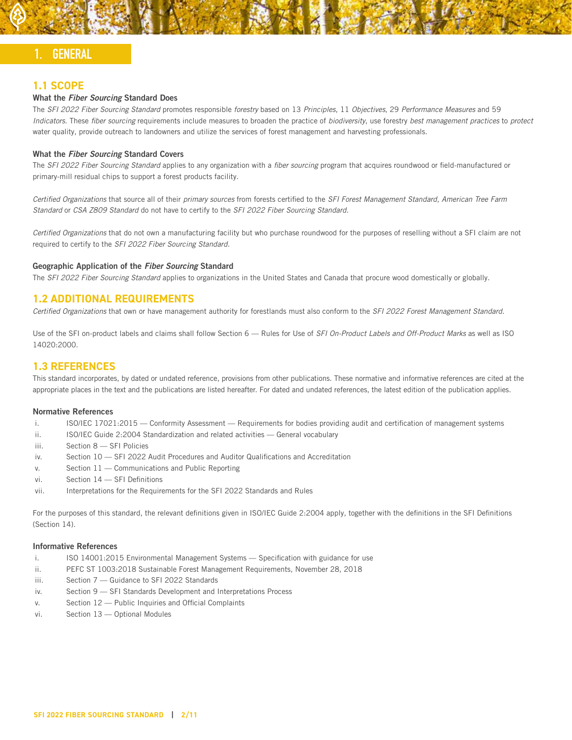# 1. GENERAL

## 1.1 SCOPE

**What the *Fiber Sourcing* Standard Does**

The *SFI 2022 Fiber Sourcing Standard* promotes responsible *forestry* based on 13 *Principles*, 11 *Objectives*, 29 *Performance Measures* and 59 *Indicators*. These *fiber sourcing* requirements include measures to broaden the practice of *biodiversity*, use forestry *best management practices* to *protect* water quality, provide outreach to landowners and utilize the services of forest management and harvesting professionals.

**What the *Fiber Sourcing* Standard Covers**

The *SFI 2022 Fiber Sourcing Standard* applies to any organization with a *fiber sourcing* program that acquires roundwood or field-manufactured or primary-mill residual chips to support a forest products facility.

*Certified Organizations* that source all of their *primary sources* from forests certified to the *SFI Forest Management Standard, American Tree Farm Standard* or *CSA Z809 Standard* do not have to certify to the *SFI 2022 Fiber Sourcing Standard*.

*Certified Organizations* that do not own a manufacturing facility but who purchase roundwood for the purposes of reselling without a SFI claim are not required to certify to the *SFI 2022 Fiber Sourcing Standard.*

**Geographic Application of the *Fiber Sourcing* Standard**

The *SFI 2022 Fiber Sourcing Standard* applies to organizations in the United States and Canada that procure wood domestically or globally.

## 1.2 ADDITIONAL REQUIREMENTS

*Certified Organizations* that own or have management authority for forestlands must also conform to the *SFI 2022 Forest Management Standard*.

Use of the SFI on-product labels and claims shall follow Section 6 — Rules for Use of *SFI On-Product Labels and Off-Product Marks* as well as ISO 14020:2000.

## 1.3 REFERENCES

This standard incorporates, by dated or undated reference, provisions from other publications. These normative and informative references are cited at the appropriate places in the text and the publications are listed hereafter. For dated and undated references, the latest edition of the publication applies.

**Normative References**

i. ISO/IEC 17021:2015 — Conformity Assessment — Requirements for bodies providing audit and certification of management systems
ii. ISO/IEC Guide 2:2004 Standardization and related activities — General vocabulary
iii. Section 8 — SFI Policies
iv. Section 10 — SFI 2022 Audit Procedures and Auditor Qualifications and Accreditation
v. Section 11 — Communications and Public Reporting
vi. Section 14 — SFI Definitions
vii. Interpretations for the Requirements for the SFI 2022 Standards and Rules

For the purposes of this standard, the relevant definitions given in ISO/IEC Guide 2:2004 apply, together with the definitions in the SFI Definitions (Section 14).

**Informative References**

i. ISO 14001:2015 Environmental Management Systems — Specification with guidance for use
ii. PEFC ST 1003:2018 Sustainable Forest Management Requirements, November 28, 2018
iii. Section 7 — Guidance to SFI 2022 Standards
iv. Section 9 — SFI Standards Development and Interpretations Process
v. Section 12 — Public Inquiries and Official Complaints
vi. Section 13 — Optional Modules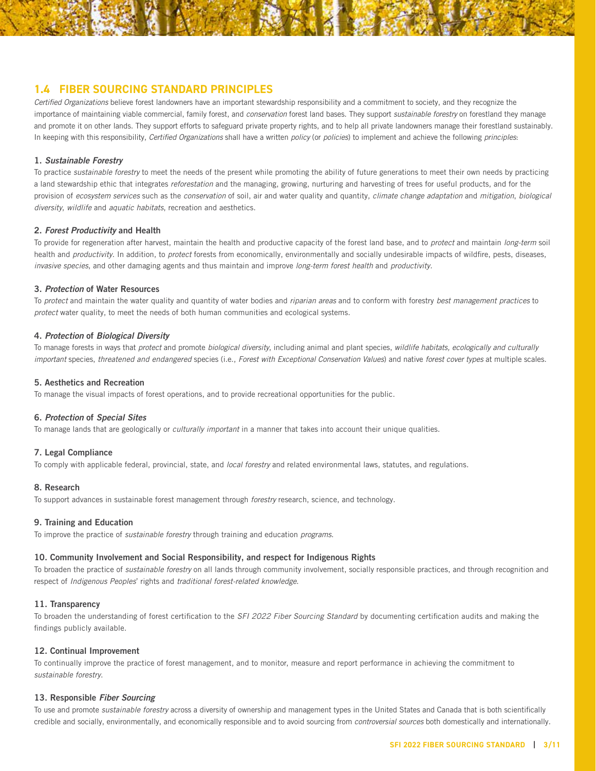## 1.4 FIBER SOURCING STANDARD PRINCIPLES

*Certified Organizations* believe forest landowners have an important stewardship responsibility and a commitment to society, and they recognize the importance of maintaining viable commercial, family forest, and *conservation* forest land bases. They support *sustainable forestry* on forestland they manage and promote it on other lands. They support efforts to safeguard private property rights, and to help all private landowners manage their forestland sustainably. In keeping with this responsibility, *Certified Organizations* shall have a written *policy* (or *policies*) to implement and achieve the following *principles*:

### 1. *Sustainable Forestry*

To practice *sustainable forestry* to meet the needs of the present while promoting the ability of future generations to meet their own needs by practicing a land stewardship ethic that integrates *reforestation* and the managing, growing, nurturing and harvesting of trees for useful products, and for the provision of *ecosystem services* such as the *conservation* of soil, air and water quality and quantity, *climate change adaptation* and *mitigation*, *biological diversity*, *wildlife* and *aquatic habitats*, recreation and aesthetics.

### 2. *Forest Productivity* and Health

To provide for regeneration after harvest, maintain the health and productive capacity of the forest land base, and to *protect* and maintain *long-term* soil health and *productivity*. In addition, to *protect* forests from economically, environmentally and socially undesirable impacts of wildfire, pests, diseases, *invasive species*, and other damaging agents and thus maintain and improve *long-term forest health* and *productivity*.

### 3. *Protection* of Water Resources

To *protect* and maintain the water quality and quantity of water bodies and *riparian areas* and to conform with forestry *best management practices* to *protect* water quality, to meet the needs of both human communities and ecological systems.

### 4. *Protection* of *Biological Diversity*

To manage forests in ways that *protect* and promote *biological diversity*, including animal and plant species, *wildlife habitats, ecologically and culturally important* species, *threatened and endangered* species (i.e., *Forest with Exceptional Conservation Values*) and native *forest cover types* at multiple scales.

### 5. Aesthetics and Recreation

To manage the visual impacts of forest operations, and to provide recreational opportunities for the public.

### 6. *Protection* of *Special Sites*

To manage lands that are geologically or *culturally important* in a manner that takes into account their unique qualities.

### 7. Legal Compliance

To comply with applicable federal, provincial, state, and *local forestry* and related environmental laws, statutes, and regulations.

### 8. Research

To support advances in sustainable forest management through *forestry* research, science, and technology.

### 9. Training and Education

To improve the practice of *sustainable forestry* through training and education *programs*.

### 10. Community Involvement and Social Responsibility, and respect for Indigenous Rights

To broaden the practice of *sustainable forestry* on all lands through community involvement, socially responsible practices, and through recognition and respect of *Indigenous Peoples*' rights and *traditional forest-related knowledge*.

### 11. Transparency

To broaden the understanding of forest certification to the *SFI 2022 Fiber Sourcing Standard* by documenting certification audits and making the findings publicly available.

### 12. Continual Improvement

To continually improve the practice of forest management, and to monitor, measure and report performance in achieving the commitment to *sustainable forestry*.

### 13. Responsible *Fiber Sourcing*

To use and promote *sustainable forestry* across a diversity of ownership and management types in the United States and Canada that is both scientifically credible and socially, environmentally, and economically responsible and to avoid sourcing from *controversial sources* both domestically and internationally.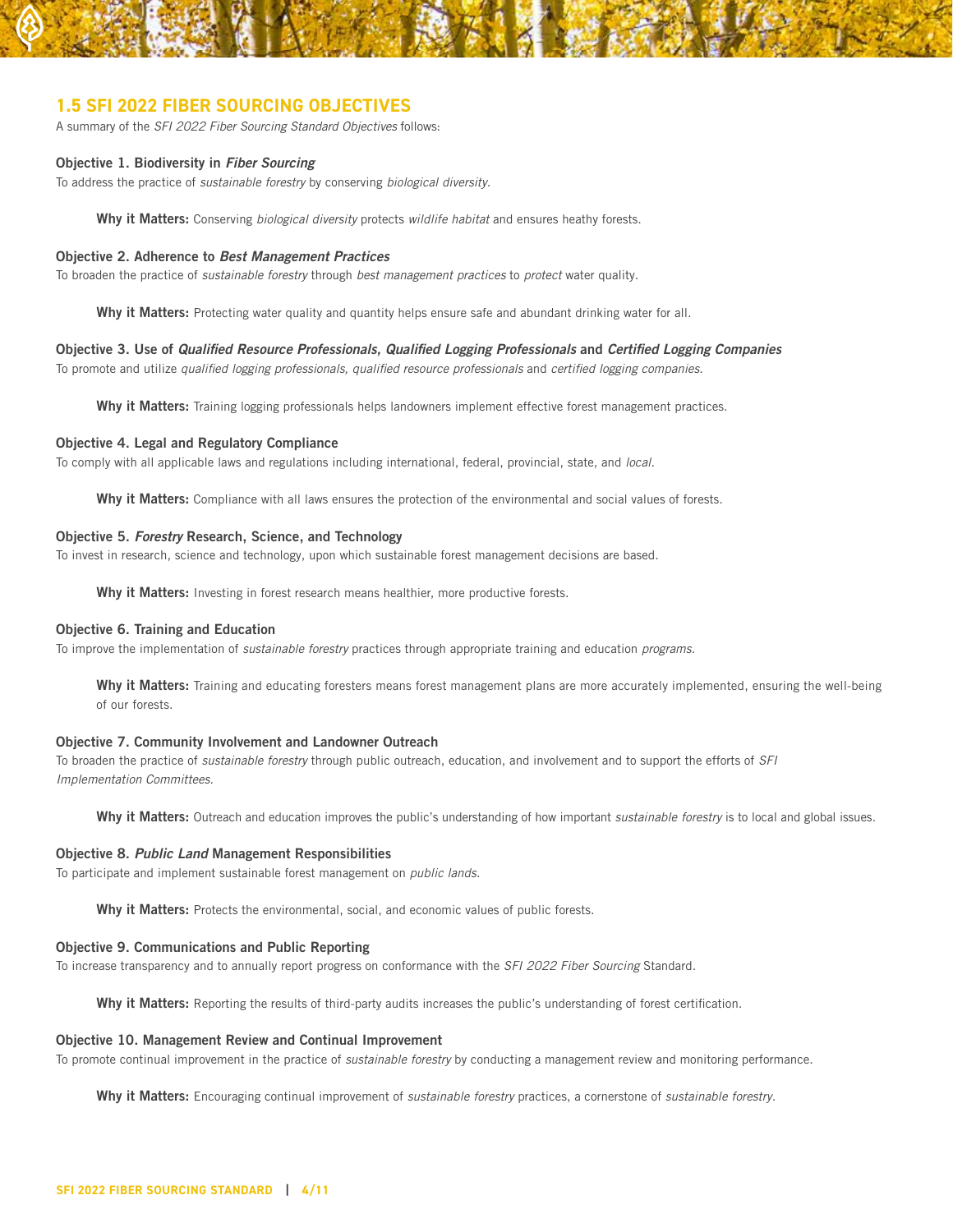## 1.5 SFI 2022 FIBER SOURCING OBJECTIVES

A summary of the *SFI 2022 Fiber Sourcing Standard Objectives* follows:

**Objective 1. Biodiversity in *Fiber Sourcing***
To address the practice of *sustainable forestry* by conserving *biological diversity*.

> **Why it Matters:** Conserving *biological diversity* protects *wildlife habitat* and ensures heathy forests.

**Objective 2. Adherence to *Best Management Practices***
To broaden the practice of *sustainable forestry* through *best management practices* to *protect* water quality.

> **Why it Matters:** Protecting water quality and quantity helps ensure safe and abundant drinking water for all.

**Objective 3. Use of *Qualified Resource Professionals, Qualified Logging Professionals* and *Certified Logging Companies***
To promote and utilize *qualified logging professionals, qualified resource professionals* and *certified logging companies.*

> **Why it Matters:** Training logging professionals helps landowners implement effective forest management practices.

**Objective 4. Legal and Regulatory Compliance**
To comply with all applicable laws and regulations including international, federal, provincial, state, and *local*.

> **Why it Matters:** Compliance with all laws ensures the protection of the environmental and social values of forests.

**Objective 5. *Forestry* Research, Science, and Technology**
To invest in research, science and technology, upon which sustainable forest management decisions are based.

> **Why it Matters:** Investing in forest research means healthier, more productive forests.

**Objective 6. Training and Education**
To improve the implementation of *sustainable forestry* practices through appropriate training and education *programs*.

> **Why it Matters:** Training and educating foresters means forest management plans are more accurately implemented, ensuring the well-being of our forests.

**Objective 7. Community Involvement and Landowner Outreach**
To broaden the practice of *sustainable forestry* through public outreach, education, and involvement and to support the efforts of *SFI Implementation Committees.*

> **Why it Matters:** Outreach and education improves the public's understanding of how important *sustainable forestry* is to local and global issues.

**Objective 8. *Public Land* Management Responsibilities**
To participate and implement sustainable forest management on *public lands.*

> **Why it Matters:** Protects the environmental, social, and economic values of public forests.

**Objective 9. Communications and Public Reporting**
To increase transparency and to annually report progress on conformance with the *SFI 2022 Fiber Sourcing* Standard.

> **Why it Matters:** Reporting the results of third-party audits increases the public's understanding of forest certification.

**Objective 10. Management Review and Continual Improvement**
To promote continual improvement in the practice of *sustainable forestry* by conducting a management review and monitoring performance.

> **Why it Matters:** Encouraging continual improvement of *sustainable forestry* practices, a cornerstone of *sustainable forestry*.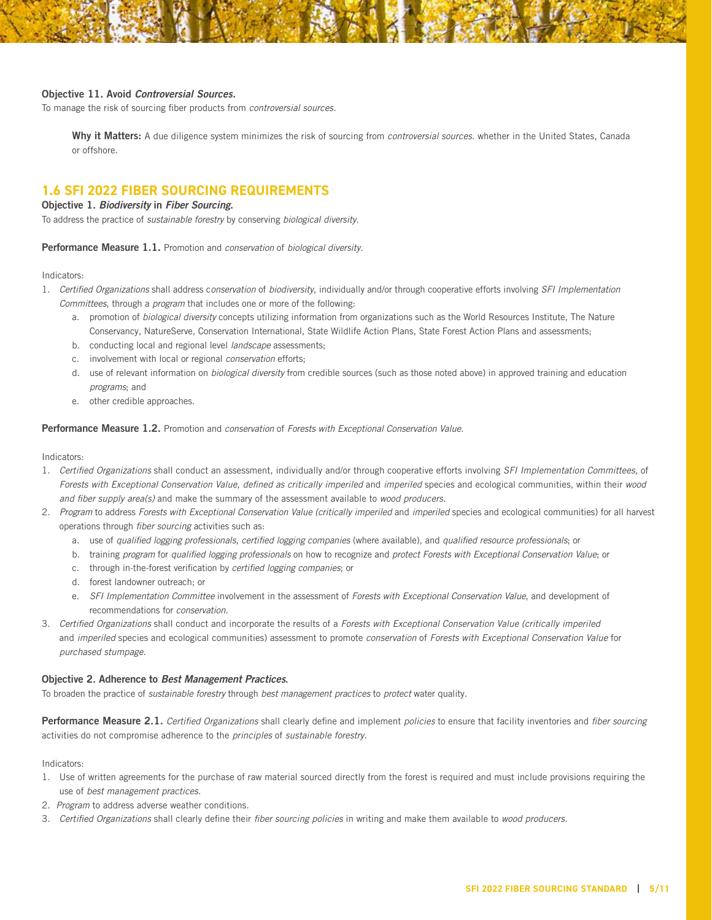**Objective 11. Avoid *Controversial Sources.***
To manage the risk of sourcing fiber products from *controversial sources.*

> **Why it Matters:** A due diligence system minimizes the risk of sourcing from *controversial sources.* whether in the United States, Canada or offshore.

## 1.6 SFI 2022 FIBER SOURCING REQUIREMENTS

**Objective 1. *Biodiversity* in *Fiber Sourcing.***
To address the practice of *sustainable forestry* by conserving *biological diversity*.

**Performance Measure 1.1.** Promotion and *conservation* of *biological diversity.*

Indicators:

1. *Certified Organizations* shall address c*onservation* of *biodiversity*, individually and/or through cooperative efforts involving *SFI Implementation Committees*, through a *program* that includes one or more of the following:
   a. promotion of *biological diversity* concepts utilizing information from organizations such as the World Resources Institute, The Nature Conservancy, NatureServe, Conservation International, State Wildlife Action Plans, State Forest Action Plans and assessments;
   b. conducting local and regional level *landscape* assessments;
   c. involvement with local or regional *conservation* efforts;
   d. use of relevant information on *biological diversity* from credible sources (such as those noted above) in approved training and education *programs*; and
   e. other credible approaches.

**Performance Measure 1.2.** Promotion and *conservation* of *Forests with Exceptional Conservation Value.*

Indicators:

1. *Certified Organizations* shall conduct an assessment, individually and/or through cooperative efforts involving *SFI Implementation Committees*, of *Forests with Exceptional Conservation Value*, *defined as critically imperiled* and *imperiled* species and ecological communities, within their *wood and fiber supply area(s)* and make the summary of the assessment available to *wood producers.*
2. *Program* to address *Forests with Exceptional Conservation Value (critically imperiled* and *imperiled* species and ecological communities) for all harvest operations through *fiber sourcing* activities such as:
   a. use of *qualified logging professionals, certified logging companies* (where available), and *qualified resource professionals*; or
   b. training *program* for *qualified logging professionals* on how to recognize and *protect Forests with Exceptional Conservation Value*; or
   c. through in-the-forest verification by *certified logging companies*; or
   d. forest landowner outreach; or
   e. *SFI Implementation Committee* involvement in the assessment of *Forests with Exceptional Conservation Value*, and development of recommendations for *conservation.*
3. *Certified Organizations* shall conduct and incorporate the results of a *Forests with Exceptional Conservation Value (critically imperiled* and *imperiled* species and ecological communities) assessment to promote *conservation* of *Forests with Exceptional Conservation Value* for *purchased stumpage.*

**Objective 2. Adherence to *Best Management Practices.***
To broaden the practice of *sustainable forestry* through *best management practices* to *protect* water quality.

**Performance Measure 2.1.** *Certified Organizations* shall clearly define and implement *policies* to ensure that facility inventories and *fiber sourcing* activities do not compromise adherence to the *principles* of *sustainable forestry*.

Indicators:

1. Use of written agreements for the purchase of raw material sourced directly from the forest is required and must include provisions requiring the use of *best management practices.*
2. *Program* to address adverse weather conditions.
3. *Certified Organizations* shall clearly define their *fiber sourcing policies* in writing and make them available to *wood producers.*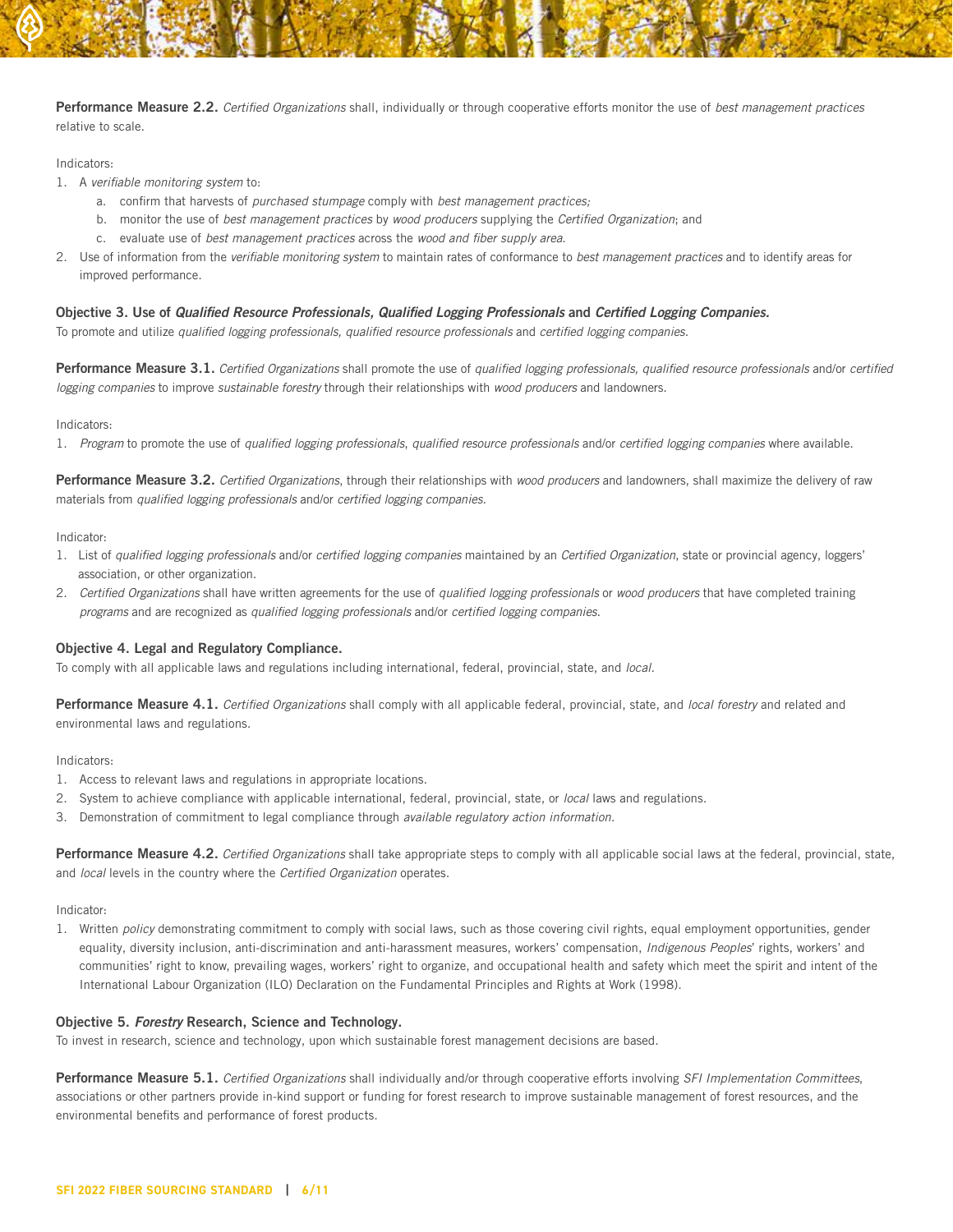**Performance Measure 2.2.** *Certified Organizations* shall, individually or through cooperative efforts monitor the use of *best management practices* relative to scale.

Indicators:

1. A *verifiable monitoring system* to:
   a. confirm that harvests of *purchased stumpage* comply with *best management practices;*
   b. monitor the use of *best management practices* by *wood producers* supplying the *Certified Organization*; and
   c. evaluate use of *best management practices* across the *wood and fiber supply area.*
2. Use of information from the *verifiable monitoring system* to maintain rates of conformance to *best management practices* and to identify areas for improved performance.

**Objective 3. Use of *Qualified Resource Professionals, Qualified Logging Professionals* and *Certified Logging Companies.***

To promote and utilize *qualified logging professionals, qualified resource professionals* and *certified logging companies.*

**Performance Measure 3.1.** *Certified Organizations* shall promote the use of *qualified logging professionals, qualified resource professionals* and/or *certified logging companies* to improve *sustainable forestry* through their relationships with *wood producers* and landowners.

Indicators:

1. *Program* to promote the use of *qualified logging professionals*, *qualified resource professionals* and/or *certified logging companies* where available.

**Performance Measure 3.2.** *Certified Organizations*, through their relationships with *wood producers* and landowners, shall maximize the delivery of raw materials from *qualified logging professionals* and/or *certified logging companies.*

Indicator:

1. List of *qualified logging professionals* and/or *certified logging companies* maintained by an *Certified Organization*, state or provincial agency, loggers' association, or other organization.
2. *Certified Organizations* shall have written agreements for the use of *qualified logging professionals* or *wood producers* that have completed training *programs* and are recognized as *qualified logging professionals* and/or *certified logging companies.*

**Objective 4. Legal and Regulatory Compliance.**

To comply with all applicable laws and regulations including international, federal, provincial, state, and *local.*

**Performance Measure 4.1.** *Certified Organizations* shall comply with all applicable federal, provincial, state, and *local forestry* and related and environmental laws and regulations.

Indicators:

1. Access to relevant laws and regulations in appropriate locations.
2. System to achieve compliance with applicable international, federal, provincial, state, or *local* laws and regulations.
3. Demonstration of commitment to legal compliance through *available regulatory action information.*

**Performance Measure 4.2.** *Certified Organizations* shall take appropriate steps to comply with all applicable social laws at the federal, provincial, state, and *local* levels in the country where the *Certified Organization* operates.

Indicator:

1. Written *policy* demonstrating commitment to comply with social laws, such as those covering civil rights, equal employment opportunities, gender equality, diversity inclusion, anti-discrimination and anti-harassment measures, workers' compensation, *Indigenous Peoples*' rights, workers' and communities' right to know, prevailing wages, workers' right to organize, and occupational health and safety which meet the spirit and intent of the International Labour Organization (ILO) Declaration on the Fundamental Principles and Rights at Work (1998).

**Objective 5. *Forestry* Research, Science and Technology.**

To invest in research, science and technology, upon which sustainable forest management decisions are based.

**Performance Measure 5.1.** *Certified Organizations* shall individually and/or through cooperative efforts involving *SFI Implementation Committees*, associations or other partners provide in-kind support or funding for forest research to improve sustainable management of forest resources, and the environmental benefits and performance of forest products.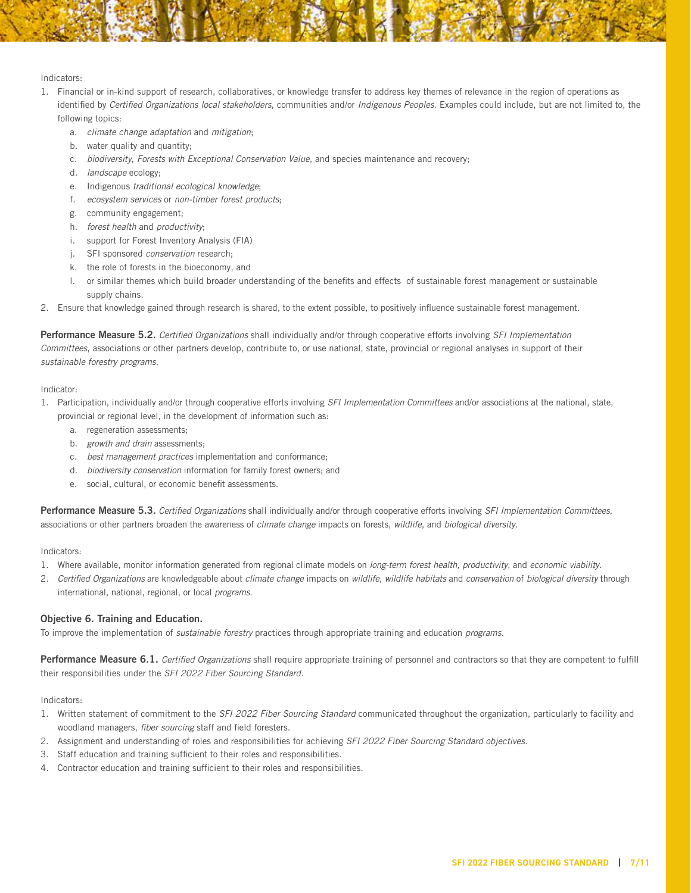Indicators:

1. Financial or in-kind support of research, collaboratives, or knowledge transfer to address key themes of relevance in the region of operations as identified by *Certified Organizations local stakeholders*, communities and/or *Indigenous Peoples*. Examples could include, but are not limited to, the following topics:
   a. *climate change adaptation* and *mitigation*;
   b. water quality and quantity;
   c. *biodiversity*, *Forests with Exceptional Conservation Value*, and species maintenance and recovery;
   d. *landscape* ecology;
   e. Indigenous *traditional ecological knowledge*;
   f. *ecosystem services* or *non-timber forest products*;
   g. community engagement;
   h. *forest health* and *productivity*;
   i. support for Forest Inventory Analysis (FIA)
   j. SFI sponsored *conservation* research;
   k. the role of forests in the bioeconomy, and
   l. or similar themes which build broader understanding of the benefits and effects of sustainable forest management or sustainable supply chains.
2. Ensure that knowledge gained through research is shared, to the extent possible, to positively influence sustainable forest management.

**Performance Measure 5.2.** *Certified Organizations* shall individually and/or through cooperative efforts involving *SFI Implementation Committees*, associations or other partners develop, contribute to, or use national, state, provincial or regional analyses in support of their *sustainable forestry programs*.

Indicator:

1. Participation, individually and/or through cooperative efforts involving *SFI Implementation Committees* and/or associations at the national, state, provincial or regional level, in the development of information such as:
   a. regeneration assessments;
   b. *growth and drain* assessments;
   c. *best management practices* implementation and conformance;
   d. *biodiversity conservation* information for family forest owners; and
   e. social, cultural, or economic benefit assessments.

**Performance Measure 5.3.** *Certified Organizations* shall individually and/or through cooperative efforts involving *SFI Implementation Committees*, associations or other partners broaden the awareness of *climate change* impacts on forests, *wildlife*, and *biological diversity*.

Indicators:

1. Where available, monitor information generated from regional climate models on *long-term forest health, productivity*, and *economic viability*.
2. *Certified Organizations* are knowledgeable about *climate change* impacts on *wildlife, wildlife habitats* and *conservation* of *biological diversity* through international, national, regional, or local *programs*.

### Objective 6. Training and Education.

To improve the implementation of *sustainable forestry* practices through appropriate training and education *programs*.

**Performance Measure 6.1.** *Certified Organizations* shall require appropriate training of personnel and contractors so that they are competent to fulfill their responsibilities under the *SFI 2022 Fiber Sourcing Standard*.

Indicators:

1. Written statement of commitment to the *SFI 2022 Fiber Sourcing Standard* communicated throughout the organization, particularly to facility and woodland managers, *fiber sourcing* staff and field foresters.
2. Assignment and understanding of roles and responsibilities for achieving *SFI 2022 Fiber Sourcing Standard objectives*.
3. Staff education and training sufficient to their roles and responsibilities.
4. Contractor education and training sufficient to their roles and responsibilities.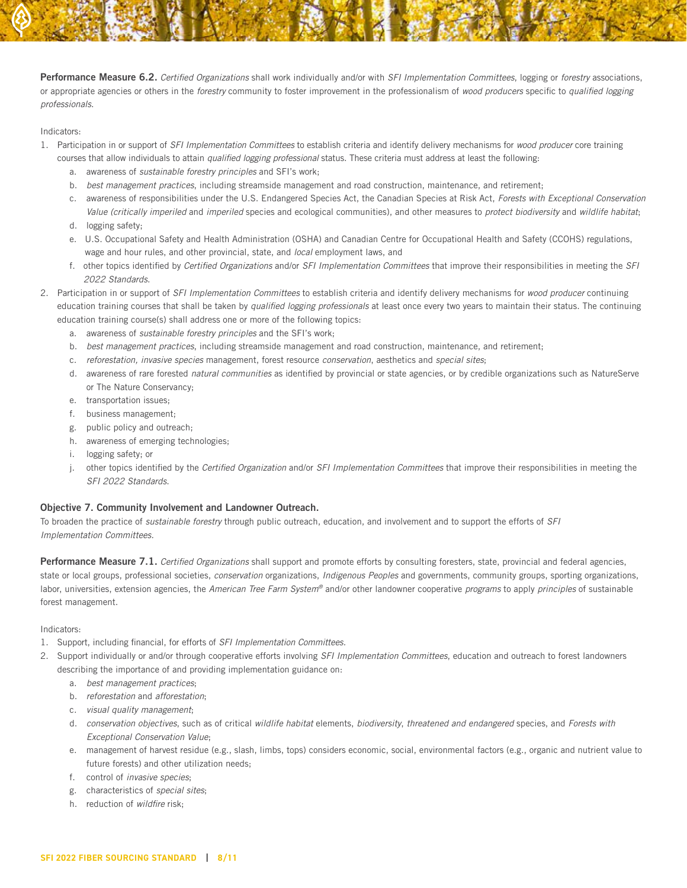**Performance Measure 6.2.** *Certified Organizations* shall work individually and/or with *SFI Implementation Committees*, logging or *forestry* associations, or appropriate agencies or others in the *forestry* community to foster improvement in the professionalism of *wood producers* specific to *qualified logging professionals*.

Indicators:

1. Participation in or support of *SFI Implementation Committees* to establish criteria and identify delivery mechanisms for *wood producer* core training courses that allow individuals to attain *qualified logging professional* status. These criteria must address at least the following:
    a. awareness of *sustainable forestry principles* and SFI's work;
    b. *best management practices*, including streamside management and road construction, maintenance, and retirement;
    c. awareness of responsibilities under the U.S. Endangered Species Act, the Canadian Species at Risk Act, *Forests with Exceptional Conservation Value (critically imperiled* and *imperiled* species and ecological communities), and other measures to *protect biodiversity* and *wildlife habitat*;
    d. logging safety;
    e. U.S. Occupational Safety and Health Administration (OSHA) and Canadian Centre for Occupational Health and Safety (CCOHS) regulations, wage and hour rules, and other provincial, state, and *local* employment laws, and
    f. other topics identified by *Certified Organizations* and/or *SFI Implementation Committees* that improve their responsibilities in meeting the *SFI 2022 Standards*.
2. Participation in or support of *SFI Implementation Committees* to establish criteria and identify delivery mechanisms for *wood producer* continuing education training courses that shall be taken by *qualified logging professionals* at least once every two years to maintain their status. The continuing education training course(s) shall address one or more of the following topics:
    a. awareness of *sustainable forestry principles* and the SFI's work;
    b. *best management practices*, including streamside management and road construction, maintenance, and retirement;
    c. *reforestation, invasive species* management, forest resource *conservation*, aesthetics and *special sites*;
    d. awareness of rare forested *natural communities* as identified by provincial or state agencies, or by credible organizations such as NatureServe or The Nature Conservancy;
    e. transportation issues;
    f. business management;
    g. public policy and outreach;
    h. awareness of emerging technologies;
    i. logging safety; or
    j. other topics identified by the *Certified Organization* and/or *SFI Implementation Committees* that improve their responsibilities in meeting the *SFI 2022 Standards*.

### Objective 7. Community Involvement and Landowner Outreach.

To broaden the practice of *sustainable forestry* through public outreach, education, and involvement and to support the efforts of *SFI Implementation Committees*.

**Performance Measure 7.1.** *Certified Organizations* shall support and promote efforts by consulting foresters, state, provincial and federal agencies, state or local groups, professional societies, *conservation* organizations, *Indigenous Peoples* and governments, community groups, sporting organizations, labor, universities, extension agencies, the *American Tree Farm System®* and/or other landowner cooperative *programs* to apply *principles* of sustainable forest management.

Indicators:

1. Support, including financial, for efforts of *SFI Implementation Committees*.
2. Support individually or and/or through cooperative efforts involving *SFI Implementation Committees*, education and outreach to forest landowners describing the importance of and providing implementation guidance on:
    a. *best management practices*;
    b. *reforestation* and *afforestation*;
    c. *visual quality management*;
    d. *conservation objectives*, such as of critical *wildlife habitat* elements, *biodiversity*, *threatened and endangered* species, and *Forests with Exceptional Conservation Value*;
    e. management of harvest residue (e.g., slash, limbs, tops) considers economic, social, environmental factors (e.g., organic and nutrient value to future forests) and other utilization needs;
    f. control of *invasive species*;
    g. characteristics of *special sites*;
    h. reduction of *wildfire* risk;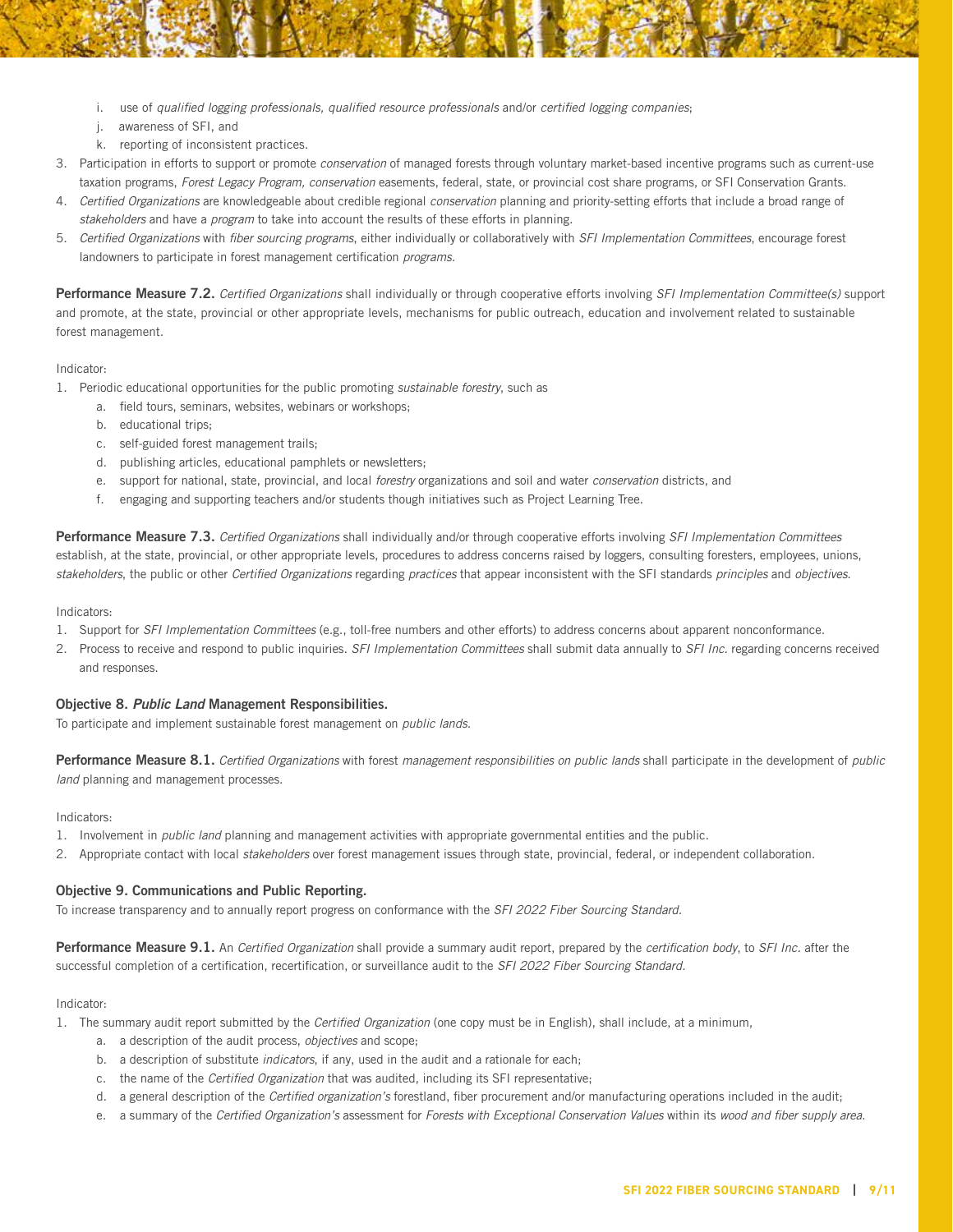i. use of *qualified logging professionals, qualified resource professionals* and/or *certified logging companies*;
   j. awareness of SFI, and
   k. reporting of inconsistent practices.
3. Participation in efforts to support or promote *conservation* of managed forests through voluntary market-based incentive programs such as current-use taxation programs, *Forest Legacy Program, conservation* easements, federal, state, or provincial cost share programs, or SFI Conservation Grants.
4. *Certified Organizations* are knowledgeable about credible regional *conservation* planning and priority-setting efforts that include a broad range of *stakeholders* and have a *program* to take into account the results of these efforts in planning.
5. *Certified Organizations* with *fiber sourcing programs*, either individually or collaboratively with *SFI Implementation Committees*, encourage forest landowners to participate in forest management certification *programs*.

**Performance Measure 7.2.** *Certified Organizations* shall individually or through cooperative efforts involving *SFI Implementation Committee(s)* support and promote, at the state, provincial or other appropriate levels, mechanisms for public outreach, education and involvement related to sustainable forest management.

Indicator:

1. Periodic educational opportunities for the public promoting *sustainable forestry*, such as
   a. field tours, seminars, websites, webinars or workshops;
   b. educational trips;
   c. self-guided forest management trails;
   d. publishing articles, educational pamphlets or newsletters;
   e. support for national, state, provincial, and local *forestry* organizations and soil and water *conservation* districts, and
   f. engaging and supporting teachers and/or students though initiatives such as Project Learning Tree.

**Performance Measure 7.3.** *Certified Organizations* shall individually and/or through cooperative efforts involving *SFI Implementation Committees* establish, at the state, provincial, or other appropriate levels, procedures to address concerns raised by loggers, consulting foresters, employees, unions, *stakeholders*, the public or other *Certified Organizations* regarding *practices* that appear inconsistent with the SFI standards *principles* and *objectives*.

Indicators:

1. Support for *SFI Implementation Committees* (e.g., toll-free numbers and other efforts) to address concerns about apparent nonconformance.
2. Process to receive and respond to public inquiries. *SFI Implementation Committees* shall submit data annually to *SFI Inc.* regarding concerns received and responses.

### Objective 8. *Public Land* Management Responsibilities.

To participate and implement sustainable forest management on *public lands*.

**Performance Measure 8.1.** *Certified Organizations* with forest *management responsibilities on public lands* shall participate in the development of *public land* planning and management processes.

Indicators:

1. Involvement in *public land* planning and management activities with appropriate governmental entities and the public.
2. Appropriate contact with local *stakeholders* over forest management issues through state, provincial, federal, or independent collaboration.

### Objective 9. Communications and Public Reporting.

To increase transparency and to annually report progress on conformance with the *SFI 2022 Fiber Sourcing Standard.*

**Performance Measure 9.1.** An *Certified Organization* shall provide a summary audit report, prepared by the *certification body*, to *SFI Inc.* after the successful completion of a certification, recertification, or surveillance audit to the *SFI 2022 Fiber Sourcing Standard.*

Indicator:

1. The summary audit report submitted by the *Certified Organization* (one copy must be in English), shall include, at a minimum,
   a. a description of the audit process, *objectives* and scope;
   b. a description of substitute *indicators*, if any, used in the audit and a rationale for each;
   c. the name of the *Certified Organization* that was audited, including its SFI representative;
   d. a general description of the *Certified organization's* forestland, fiber procurement and/or manufacturing operations included in the audit;
   e. a summary of the *Certified Organization's* assessment for *Forests with Exceptional Conservation Values* within its *wood and fiber supply area.*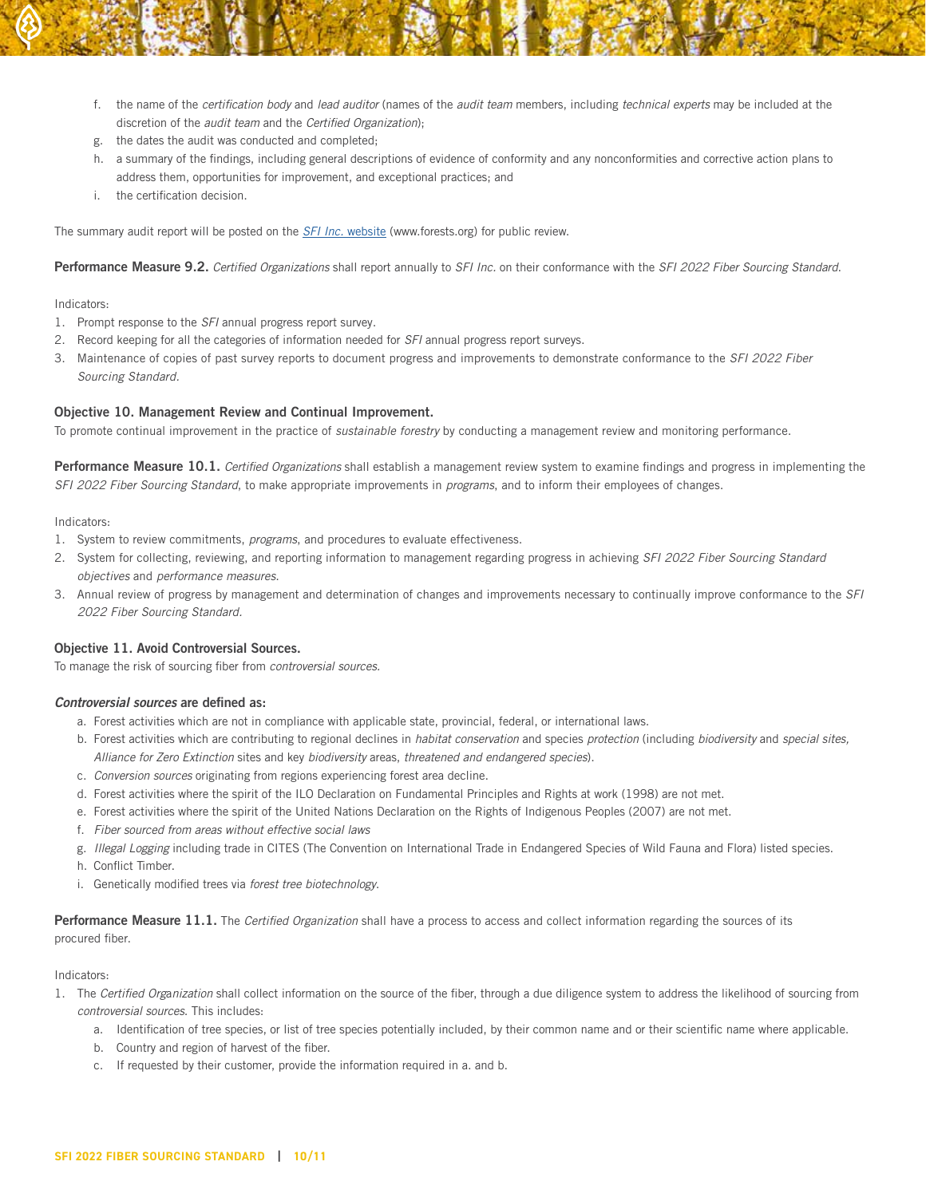f. the name of the *certification body* and *lead auditor* (names of the *audit team* members, including *technical experts* may be included at the discretion of the *audit team* and the *Certified Organization*);
g. the dates the audit was conducted and completed;
h. a summary of the findings, including general descriptions of evidence of conformity and any nonconformities and corrective action plans to address them, opportunities for improvement, and exceptional practices; and
i. the certification decision.

The summary audit report will be posted on the [*SFI Inc.* website](www.forests.org) (www.forests.org) for public review.

**Performance Measure 9.2.** *Certified Organizations* shall report annually to *SFI Inc.* on their conformance with the *SFI 2022 Fiber Sourcing Standard*.

Indicators:

1. Prompt response to the *SFI* annual progress report survey.
2. Record keeping for all the categories of information needed for *SFI* annual progress report surveys.
3. Maintenance of copies of past survey reports to document progress and improvements to demonstrate conformance to the *SFI 2022 Fiber Sourcing Standard.*

### Objective 10. Management Review and Continual Improvement.

To promote continual improvement in the practice of *sustainable forestry* by conducting a management review and monitoring performance.

**Performance Measure 10.1.** *Certified Organizations* shall establish a management review system to examine findings and progress in implementing the *SFI 2022 Fiber Sourcing Standard*, to make appropriate improvements in *programs*, and to inform their employees of changes.

Indicators:

1. System to review commitments, *programs*, and procedures to evaluate effectiveness.
2. System for collecting, reviewing, and reporting information to management regarding progress in achieving *SFI 2022 Fiber Sourcing Standard objectives* and *performance measures*.
3. Annual review of progress by management and determination of changes and improvements necessary to continually improve conformance to the *SFI 2022 Fiber Sourcing Standard.*

### Objective 11. Avoid Controversial Sources.

To manage the risk of sourcing fiber from *controversial sources.*

#### *Controversial sources* are defined as:

a. Forest activities which are not in compliance with applicable state, provincial, federal, or international laws.
b. Forest activities which are contributing to regional declines in *habitat conservation* and species *protection* (including *biodiversity* and *special sites, Alliance for Zero Extinction* sites and key *biodiversity* areas, *threatened and endangered species*).
c. *Conversion sources* originating from regions experiencing forest area decline.
d. Forest activities where the spirit of the ILO Declaration on Fundamental Principles and Rights at work (1998) are not met.
e. Forest activities where the spirit of the United Nations Declaration on the Rights of Indigenous Peoples (2007) are not met.
f. *Fiber sourced from areas without effective social laws*
g. *Illegal Logging* including trade in CITES (The Convention on International Trade in Endangered Species of Wild Fauna and Flora) listed species.
h. Conflict Timber.
i. Genetically modified trees via *forest tree biotechnology*.

**Performance Measure 11.1.** The *Certified Organization* shall have a process to access and collect information regarding the sources of its procured fiber.

Indicators:

1. The *Certified Organization* shall collect information on the source of the fiber, through a due diligence system to address the likelihood of sourcing from *controversial sources*. This includes:
   a. Identification of tree species, or list of tree species potentially included, by their common name and or their scientific name where applicable.
   b. Country and region of harvest of the fiber.
   c. If requested by their customer, provide the information required in a. and b.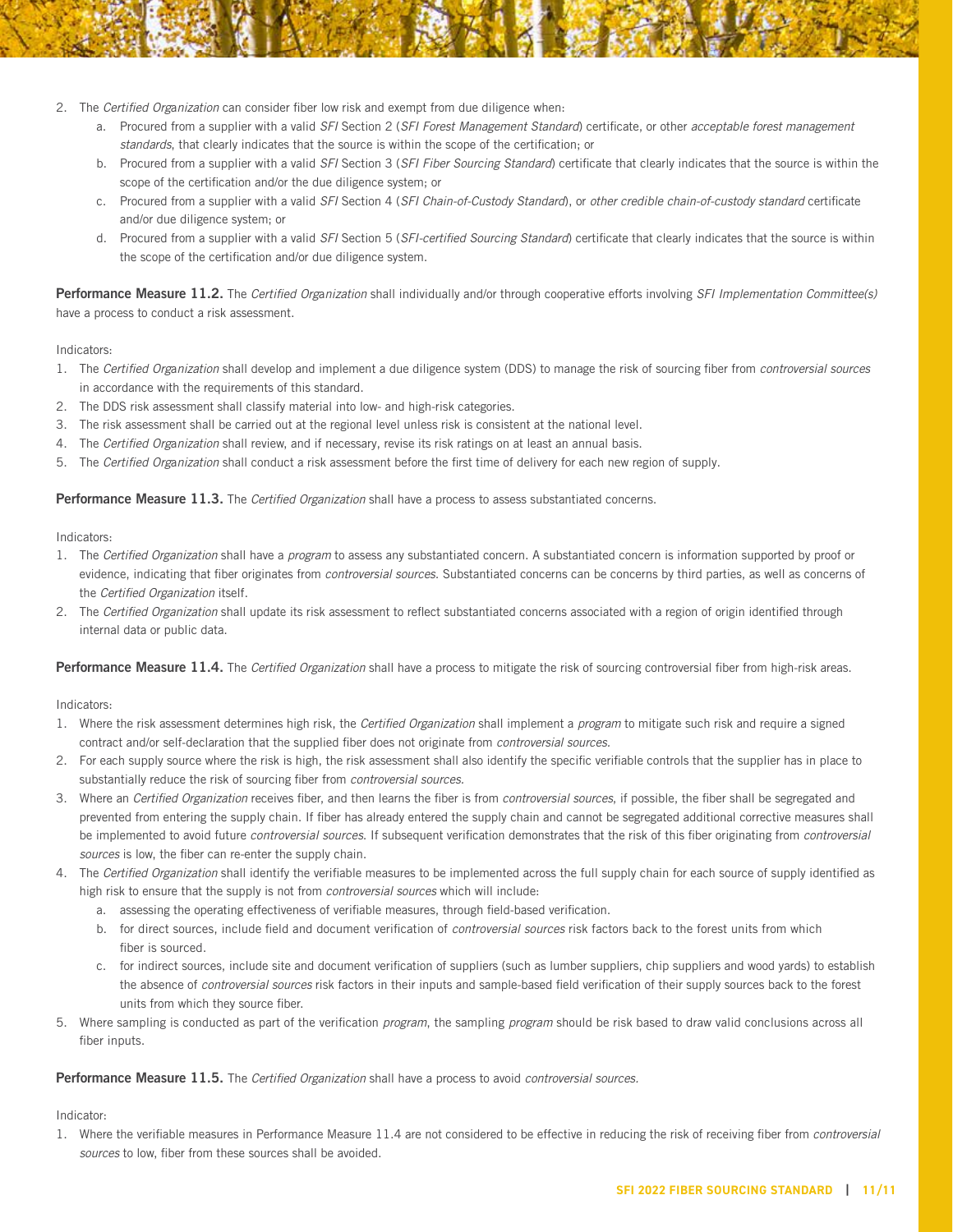2. The *Certified Organization* can consider fiber low risk and exempt from due diligence when:
    a. Procured from a supplier with a valid *SFI* Section 2 (*SFI Forest Management Standard*) certificate, or other *acceptable forest management standards*, that clearly indicates that the source is within the scope of the certification; or
    b. Procured from a supplier with a valid *SFI* Section 3 (*SFI Fiber Sourcing Standard*) certificate that clearly indicates that the source is within the scope of the certification and/or the due diligence system; or
    c. Procured from a supplier with a valid *SFI* Section 4 (*SFI Chain-of-Custody Standard*), or *other credible chain-of-custody standard* certificate and/or due diligence system; or
    d. Procured from a supplier with a valid *SFI* Section 5 (*SFI-certified Sourcing Standard*) certificate that clearly indicates that the source is within the scope of the certification and/or due diligence system.

**Performance Measure 11.2.** The *Certified Organization* shall individually and/or through cooperative efforts involving *SFI Implementation Committee(s)* have a process to conduct a risk assessment.

Indicators:

1. The *Certified Organization* shall develop and implement a due diligence system (DDS) to manage the risk of sourcing fiber from *controversial sources* in accordance with the requirements of this standard.
2. The DDS risk assessment shall classify material into low- and high-risk categories.
3. The risk assessment shall be carried out at the regional level unless risk is consistent at the national level.
4. The *Certified Organization* shall review, and if necessary, revise its risk ratings on at least an annual basis.
5. The *Certified Organization* shall conduct a risk assessment before the first time of delivery for each new region of supply.

**Performance Measure 11.3.** The *Certified Organization* shall have a process to assess substantiated concerns.

Indicators:

1. The *Certified Organization* shall have a *program* to assess any substantiated concern. A substantiated concern is information supported by proof or evidence, indicating that fiber originates from *controversial sources*. Substantiated concerns can be concerns by third parties, as well as concerns of the *Certified Organization* itself.
2. The *Certified Organization* shall update its risk assessment to reflect substantiated concerns associated with a region of origin identified through internal data or public data.

**Performance Measure 11.4.** The *Certified Organization* shall have a process to mitigate the risk of sourcing controversial fiber from high-risk areas.

Indicators:

1. Where the risk assessment determines high risk, the *Certified Organization* shall implement a *program* to mitigate such risk and require a signed contract and/or self-declaration that the supplied fiber does not originate from *controversial sources*.
2. For each supply source where the risk is high, the risk assessment shall also identify the specific verifiable controls that the supplier has in place to substantially reduce the risk of sourcing fiber from *controversial sources*.
3. Where an *Certified Organization* receives fiber, and then learns the fiber is from *controversial sources*, if possible, the fiber shall be segregated and prevented from entering the supply chain. If fiber has already entered the supply chain and cannot be segregated additional corrective measures shall be implemented to avoid future *controversial sources*. If subsequent verification demonstrates that the risk of this fiber originating from *controversial sources* is low, the fiber can re-enter the supply chain.
4. The *Certified Organization* shall identify the verifiable measures to be implemented across the full supply chain for each source of supply identified as high risk to ensure that the supply is not from *controversial sources* which will include:
    a. assessing the operating effectiveness of verifiable measures, through field-based verification.
    b. for direct sources, include field and document verification of *controversial sources* risk factors back to the forest units from which fiber is sourced.
    c. for indirect sources, include site and document verification of suppliers (such as lumber suppliers, chip suppliers and wood yards) to establish the absence of *controversial sources* risk factors in their inputs and sample-based field verification of their supply sources back to the forest units from which they source fiber.
5. Where sampling is conducted as part of the verification *program*, the sampling *program* should be risk based to draw valid conclusions across all fiber inputs.

**Performance Measure 11.5.** The *Certified Organization* shall have a process to avoid *controversial sources*.

Indicator:

1. Where the verifiable measures in Performance Measure 11.4 are not considered to be effective in reducing the risk of receiving fiber from *controversial sources* to low, fiber from these sources shall be avoided.